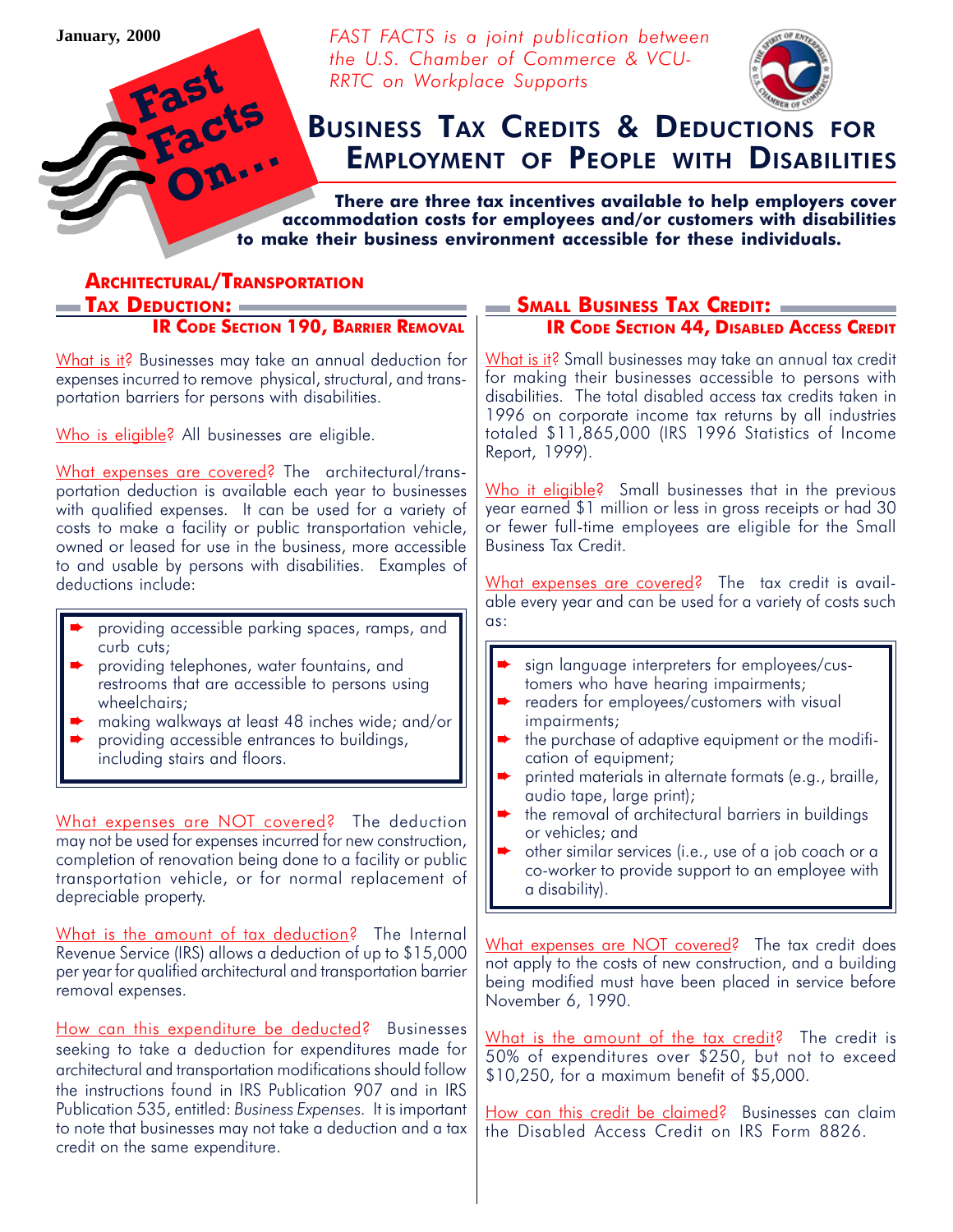January, 2000

Fast Facts On...

*FAST FACTS is a joint publication between the U.S. Chamber of Commerce & VCU-RRTC on Workplace Supports*

# Business Tax Credits & Deductions for Employment of People with Disabilities

**There are three tax incentives available to help employers cover accommodation costs for employees and/or customers with disabilities to make their business environment accessible for these individuals.**

## Architectural/Transportation Tax Deduction:

### IR Code Section 190, Barrier Removal

What is it? Businesses may take an annual deduction for expenses incurred to remove physical, structural, and transportation barriers for persons with disabilities.

Who is eligible? All businesses are eligible.

What expenses are covered? The architectural/transportation deduction is available each year to businesses with qualified expenses. It can be used for a variety of costs to make a facility or public transportation vehicle, owned or leased for use in the business, more accessible to and usable by persons with disabilities. Examples of deductions include:

- providing accessible parking spaces, ramps, and curb cuts;
- providing telephones, water fountains, and restrooms that are accessible to persons using wheelchairs;
- making walkways at least 48 inches wide; and/or
- providing accessible entrances to buildings, including stairs and floors.

What expenses are NOT covered? The deduction may not be used for expenses incurred for new construction, completion of renovation being done to a facility or public transportation vehicle, or for normal replacement of depreciable property.

What is the amount of tax deduction? The Internal Revenue Service (IRS) allows a deduction of up to $15,000 per year for qualified architectural and transportation barrier removal expenses.

How can this expenditure be deducted? Businesses seeking to take a deduction for expenditures made for architectural and transportation modifications should follow the instructions found in IRS Publication 907 and in IRS Publication 535, entitled: *Business Expenses*. It is important to note that businesses may not take a deduction and a tax credit on the same expenditure.

## Small Business Tax Credit:

### IR Code Section 44, Disabled Access Credit

What is it? Small businesses may take an annual tax credit for making their businesses accessible to persons with disabilities. The total disabled access tax credits taken in 1996 on corporate income tax returns by all industries totaled $11,865,000 (IRS 1996 Statistics of Income Report, 1999).

Who it eligible? Small businesses that in the previous year earned $1 million or less in gross receipts or had 30 or fewer full-time employees are eligible for the Small Business Tax Credit.

What expenses are covered? The tax credit is available every year and can be used for a variety of costs such as:

- sign language interpreters for employees/customers who have hearing impairments;
- readers for employees/customers with visual impairments;
- the purchase of adaptive equipment or the modification of equipment;
- printed materials in alternate formats (e.g., braille, audio tape, large print);
- the removal of architectural barriers in buildings or vehicles; and
- other similar services (i.e., use of a job coach or a co-worker to provide support to an employee with a disability).

What expenses are NOT covered? The tax credit does not apply to the costs of new construction, and a building being modified must have been placed in service before November 6, 1990.

What is the amount of the tax credit? The credit is 50% of expenditures over $250, but not to exceed $10,250, for a maximum benefit of $5,000.

How can this credit be claimed? Businesses can claim the Disabled Access Credit on IRS Form 8826.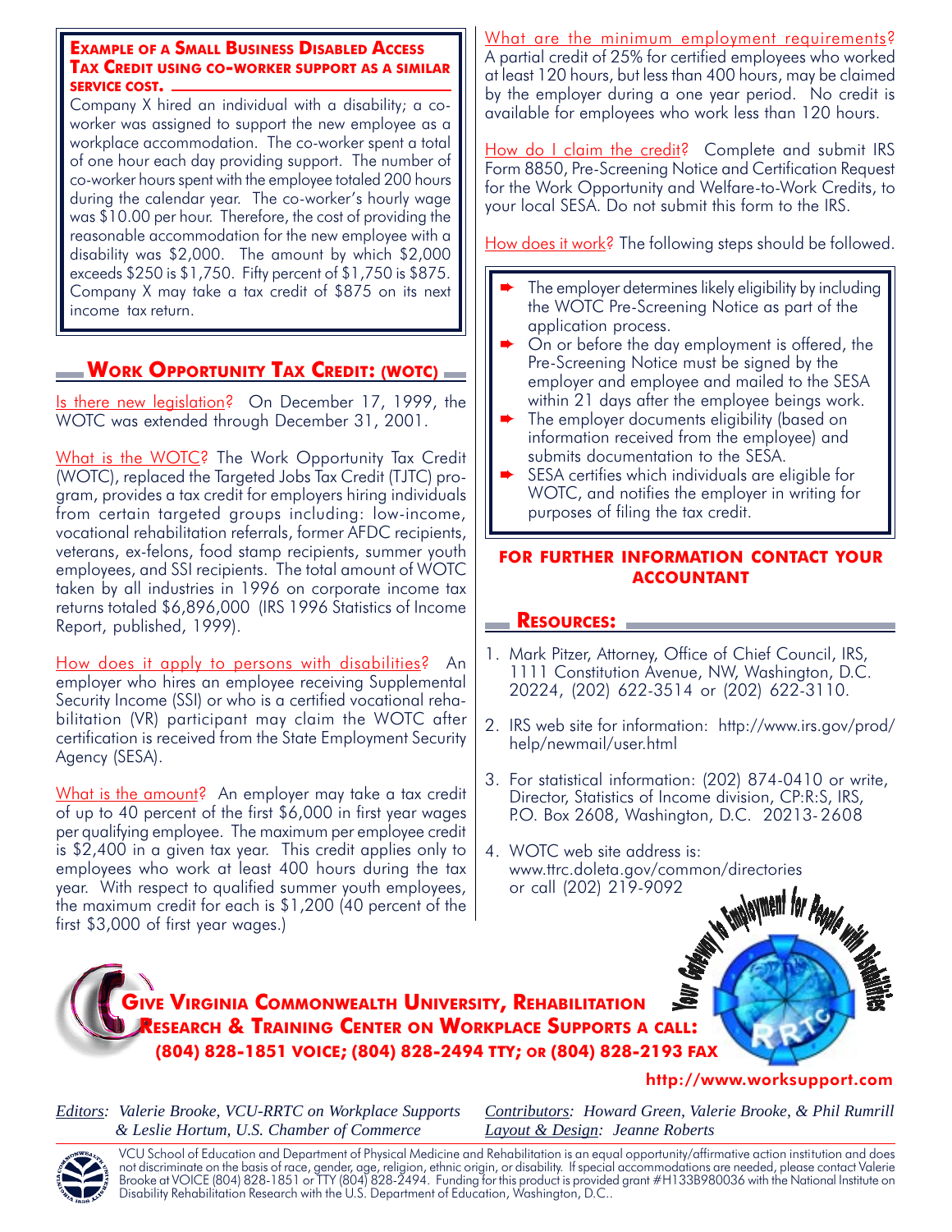### Example of a Small Business Disabled Access Tax Credit using co-worker support as a similar service cost.

Company X hired an individual with a disability; a co-worker was assigned to support the new employee as a workplace accommodation. The co-worker spent a total of one hour each day providing support. The number of co-worker hours spent with the employee totaled 200 hours during the calendar year. The co-worker's hourly wage was $10.00 per hour. Therefore, the cost of providing the reasonable accommodation for the new employee with a disability was $2,000. The amount by which $2,000 exceeds $250 is $1,750. Fifty percent of $1,750 is $875. Company X may take a tax credit of $875 on its next income tax return.

## Work Opportunity Tax Credit: (WOTC)

Is there new legislation? On December 17, 1999, the WOTC was extended through December 31, 2001.

What is the WOTC? The Work Opportunity Tax Credit (WOTC), replaced the Targeted Jobs Tax Credit (TJTC) program, provides a tax credit for employers hiring individuals from certain targeted groups including: low-income, vocational rehabilitation referrals, former AFDC recipients, veterans, ex-felons, food stamp recipients, summer youth employees, and SSI recipients. The total amount of WOTC taken by all industries in 1996 on corporate income tax returns totaled $6,896,000 (IRS 1996 Statistics of Income Report, published, 1999).

How does it apply to persons with disabilities? An employer who hires an employee receiving Supplemental Security Income (SSI) or who is a certified vocational rehabilitation (VR) participant may claim the WOTC after certification is received from the State Employment Security Agency (SESA).

What is the amount? An employer may take a tax credit of up to 40 percent of the first $6,000 in first year wages per qualifying employee. The maximum per employee credit is $2,400 in a given tax year. This credit applies only to employees who work at least 400 hours during the tax year. With respect to qualified summer youth employees, the maximum credit for each is $1,200 (40 percent of the first $3,000 of first year wages.)

What are the minimum employment requirements? A partial credit of 25% for certified employees who worked at least 120 hours, but less than 400 hours, may be claimed by the employer during a one year period. No credit is available for employees who work less than 120 hours.

How do I claim the credit? Complete and submit IRS Form 8850, Pre-Screening Notice and Certification Request for the Work Opportunity and Welfare-to-Work Credits, to your local SESA. Do not submit this form to the IRS.

How does it work? The following steps should be followed.

- The employer determines likely eligibility by including the WOTC Pre-Screening Notice as part of the application process.
- On or before the day employment is offered, the Pre-Screening Notice must be signed by the employer and employee and mailed to the SESA within 21 days after the employee beings work.
- The employer documents eligibility (based on information received from the employee) and submits documentation to the SESA.
- SESA certifies which individuals are eligible for WOTC, and notifies the employer in writing for purposes of filing the tax credit.

**For further information contact your accountant**

## Resources:

1. Mark Pitzer, Attorney, Office of Chief Council, IRS, 1111 Constitution Avenue, NW, Washington, D.C. 20224, (202) 622-3514 or (202) 622-3110.
2. IRS web site for information: http://www.irs.gov/prod/help/newmail/user.html
3. For statistical information: (202) 874-0410 or write, Director, Statistics of Income division, CP:R:S, IRS, P.O. Box 2608, Washington, D.C. 20213-2608
4. WOTC web site address is: www.ttrc.doleta.gov/common/directories or call (202) 219-9092

Your Gateway to Employment for People with Disabilities

**Give Virginia Commonwealth University, Rehabilitation Research & Training Center on Workplace Supports a call: (804) 828-1851 voice; (804) 828-2494 TTY; or (804) 828-2193 fax**

**http://www.worksupport.com**

*Editors: Valerie Brooke, VCU-RRTC on Workplace Supports & Leslie Hortum, U.S. Chamber of Commerce*

*Contributors: Howard Green, Valerie Brooke, & Phil Rumrill*

*Layout & Design: Jeanne Roberts*

VCU School of Education and Department of Physical Medicine and Rehabilitation is an equal opportunity/affirmative action institution and does not discriminate on the basis of race, gender, age, religion, ethnic origin, or disability. If special accommodations are needed, please contact Valerie Brooke at VOICE (804) 828-1851 or TTY (804) 828-2494. Funding for this product is provided grant #H133B980036 with the National Institute on Disability Rehabilitation Research with the U.S. Department of Education, Washington, D.C..